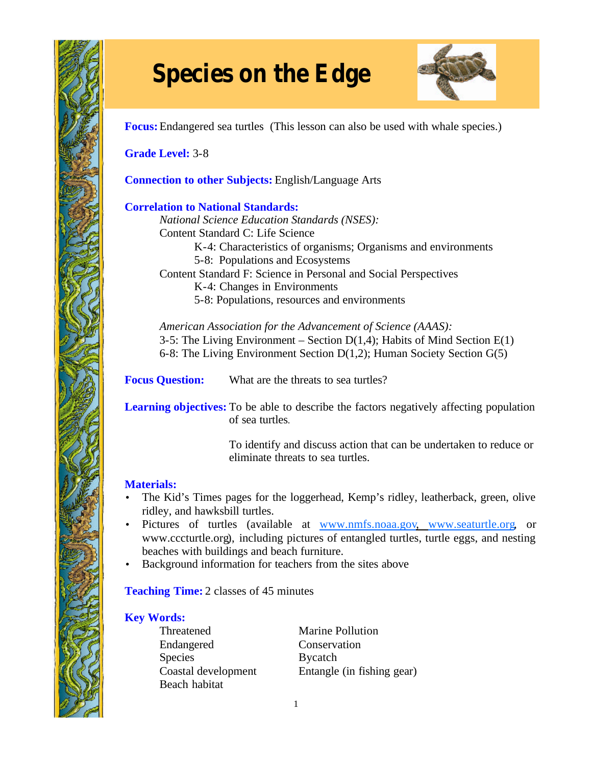# Species on the Edge

**Focus:** Endangered sea turtles (This lesson can also be used with whale species.)

**Grade Level:** 3-8

**Connection to other Subjects:** English/Language Arts

**Correlation to National Standards:**

*National Science Education Standards (NSES):*

Content Standard C: Life Science
- K-4: Characteristics of organisms; Organisms and environments
- 5-8: Populations and Ecosystems

Content Standard F: Science in Personal and Social Perspectives
- K-4: Changes in Environments
- 5-8: Populations, resources and environments

*American Association for the Advancement of Science (AAAS):*

3-5: The Living Environment – Section D(1,4); Habits of Mind Section E(1)
6-8: The Living Environment Section D(1,2); Human Society Section G(5)

**Focus Question:** What are the threats to sea turtles?

**Learning objectives:** To be able to describe the factors negatively affecting population of sea turtles.

To identify and discuss action that can be undertaken to reduce or eliminate threats to sea turtles.

**Materials:**
- The Kid's Times pages for the loggerhead, Kemp's ridley, leatherback, green, olive ridley, and hawksbill turtles.
- Pictures of turtles (available at www.nmfs.noaa.gov, www.seaturtle.org, or www.cccturtle.org), including pictures of entangled turtles, turtle eggs, and nesting beaches with buildings and beach furniture.
- Background information for teachers from the sites above

**Teaching Time:** 2 classes of 45 minutes

**Key Words:**

Threatened
Endangered
Species
Coastal development
Beach habitat
Marine Pollution
Conservation
Bycatch
Entangle (in fishing gear)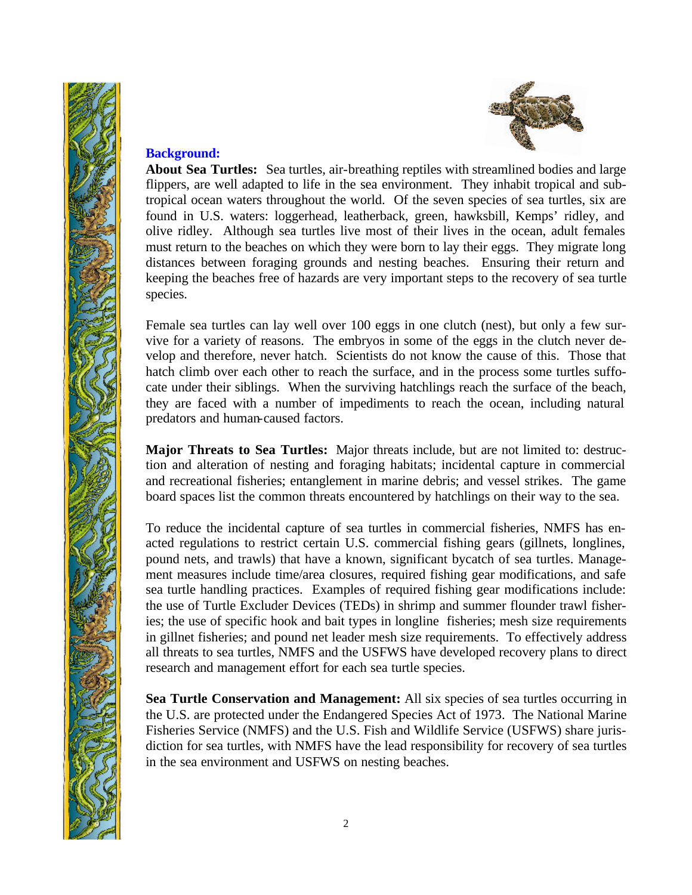## Background:

**About Sea Turtles:** Sea turtles, air-breathing reptiles with streamlined bodies and large flippers, are well adapted to life in the sea environment. They inhabit tropical and subtropical ocean waters throughout the world. Of the seven species of sea turtles, six are found in U.S. waters: loggerhead, leatherback, green, hawksbill, Kemps' ridley, and olive ridley. Although sea turtles live most of their lives in the ocean, adult females must return to the beaches on which they were born to lay their eggs. They migrate long distances between foraging grounds and nesting beaches. Ensuring their return and keeping the beaches free of hazards are very important steps to the recovery of sea turtle species.

Female sea turtles can lay well over 100 eggs in one clutch (nest), but only a few survive for a variety of reasons. The embryos in some of the eggs in the clutch never develop and therefore, never hatch. Scientists do not know the cause of this. Those that hatch climb over each other to reach the surface, and in the process some turtles suffocate under their siblings. When the surviving hatchlings reach the surface of the beach, they are faced with a number of impediments to reach the ocean, including natural predators and human-caused factors.

**Major Threats to Sea Turtles:** Major threats include, but are not limited to: destruction and alteration of nesting and foraging habitats; incidental capture in commercial and recreational fisheries; entanglement in marine debris; and vessel strikes. The game board spaces list the common threats encountered by hatchlings on their way to the sea.

To reduce the incidental capture of sea turtles in commercial fisheries, NMFS has enacted regulations to restrict certain U.S. commercial fishing gears (gillnets, longlines, pound nets, and trawls) that have a known, significant bycatch of sea turtles. Management measures include time/area closures, required fishing gear modifications, and safe sea turtle handling practices. Examples of required fishing gear modifications include: the use of Turtle Excluder Devices (TEDs) in shrimp and summer flounder trawl fisheries; the use of specific hook and bait types in longline fisheries; mesh size requirements in gillnet fisheries; and pound net leader mesh size requirements. To effectively address all threats to sea turtles, NMFS and the USFWS have developed recovery plans to direct research and management effort for each sea turtle species.

**Sea Turtle Conservation and Management:** All six species of sea turtles occurring in the U.S. are protected under the Endangered Species Act of 1973. The National Marine Fisheries Service (NMFS) and the U.S. Fish and Wildlife Service (USFWS) share jurisdiction for sea turtles, with NMFS have the lead responsibility for recovery of sea turtles in the sea environment and USFWS on nesting beaches.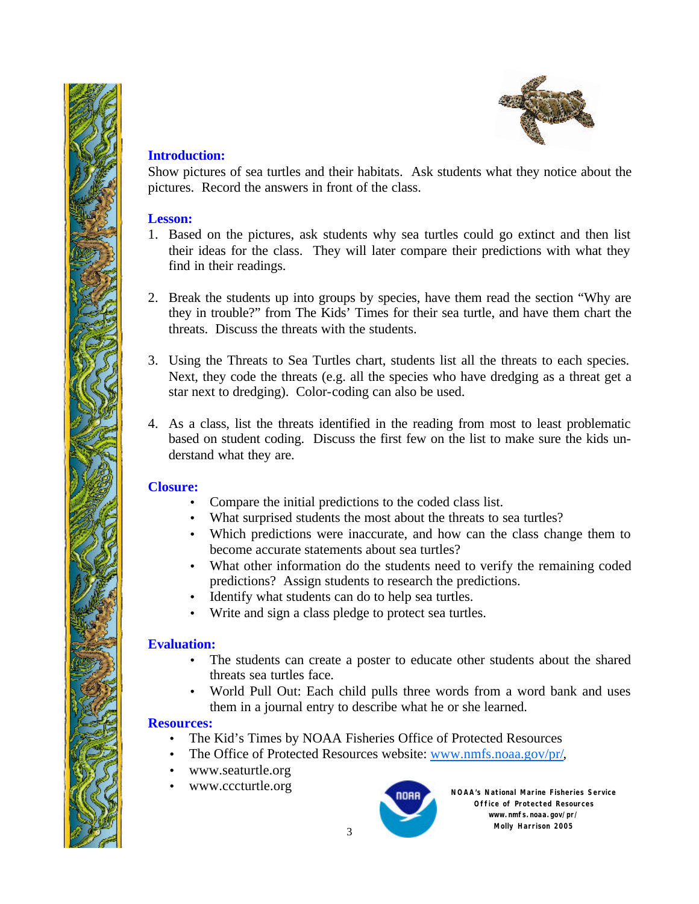## Introduction:

Show pictures of sea turtles and their habitats. Ask students what they notice about the pictures. Record the answers in front of the class.

## Lesson:

1. Based on the pictures, ask students why sea turtles could go extinct and then list their ideas for the class. They will later compare their predictions with what they find in their readings.

2. Break the students up into groups by species, have them read the section "Why are they in trouble?" from The Kids' Times for their sea turtle, and have them chart the threats. Discuss the threats with the students.

3. Using the Threats to Sea Turtles chart, students list all the threats to each species. Next, they code the threats (e.g. all the species who have dredging as a threat get a star next to dredging). Color-coding can also be used.

4. As a class, list the threats identified in the reading from most to least problematic based on student coding. Discuss the first few on the list to make sure the kids understand what they are.

## Closure:

- Compare the initial predictions to the coded class list.
- What surprised students the most about the threats to sea turtles?
- Which predictions were inaccurate, and how can the class change them to become accurate statements about sea turtles?
- What other information do the students need to verify the remaining coded predictions? Assign students to research the predictions.
- Identify what students can do to help sea turtles.
- Write and sign a class pledge to protect sea turtles.

## Evaluation:

- The students can create a poster to educate other students about the shared threats sea turtles face.
- World Pull Out: Each child pulls three words from a word bank and uses them in a journal entry to describe what he or she learned.

## Resources:

- The Kid's Times by NOAA Fisheries Office of Protected Resources
- The Office of Protected Resources website: [www.nmfs.noaa.gov/pr/](http://www.nmfs.noaa.gov/pr/),
- www.seaturtle.org
- www.cccturtle.org

NOAA's National Marine Fisheries Service
Office of Protected Resources
www.nmfs.noaa.gov/pr/
Molly Harrison 2005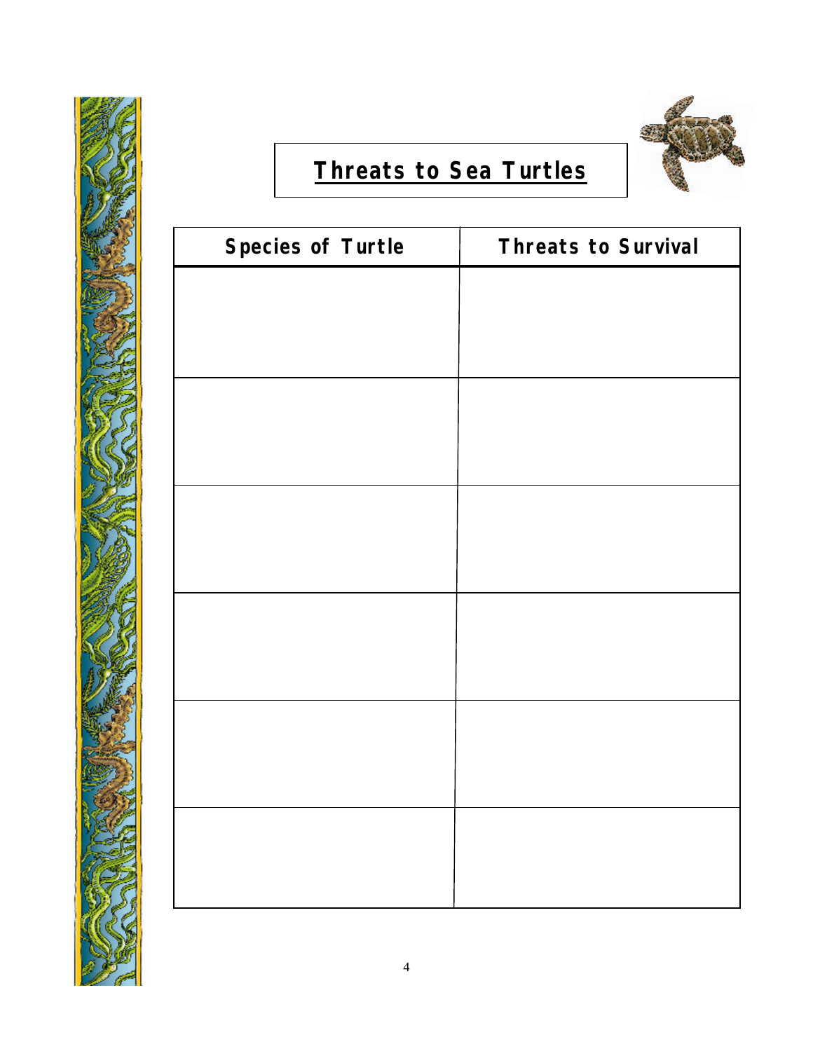# Threats to Sea Turtles

| Species of Turtle | Threats to Survival |
|---|---|
| | |
| | |
| | |
| | |
| | |
| | |